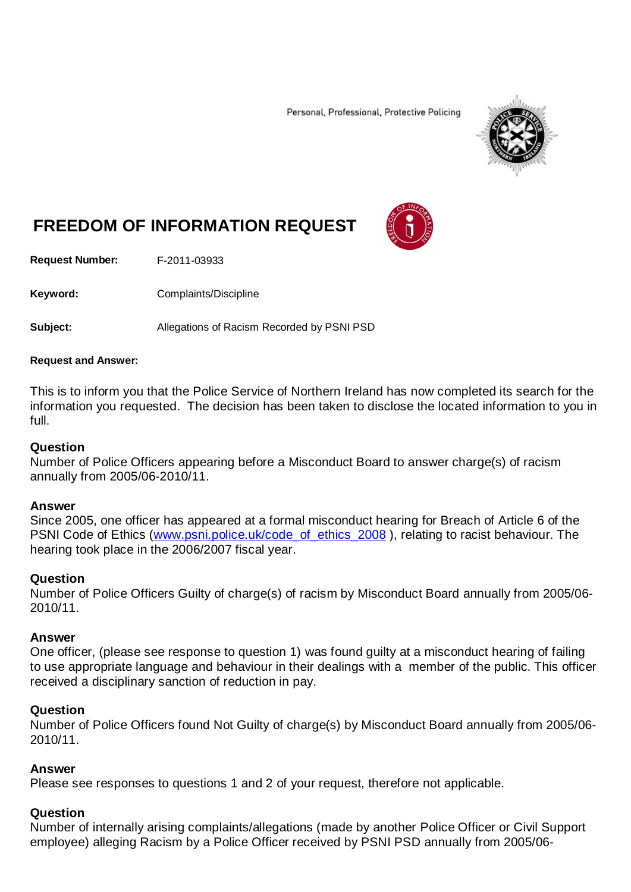Personal, Professional, Protective Policing

# FREEDOM OF INFORMATION REQUEST

**Request Number:** F-2011-03933

**Keyword:** Complaints/Discipline

**Subject:** Allegations of Racism Recorded by PSNI PSD

**Request and Answer:**

This is to inform you that the Police Service of Northern Ireland has now completed its search for the information you requested. The decision has been taken to disclose the located information to you in full.

**Question**
Number of Police Officers appearing before a Misconduct Board to answer charge(s) of racism annually from 2005/06-2010/11.

**Answer**
Since 2005, one officer has appeared at a formal misconduct hearing for Breach of Article 6 of the PSNI Code of Ethics (www.psni.police.uk/code_of_ethics_2008 ), relating to racist behaviour. The hearing took place in the 2006/2007 fiscal year.

**Question**
Number of Police Officers Guilty of charge(s) of racism by Misconduct Board annually from 2005/06-2010/11.

**Answer**
One officer, (please see response to question 1) was found guilty at a misconduct hearing of failing to use appropriate language and behaviour in their dealings with a member of the public. This officer received a disciplinary sanction of reduction in pay.

**Question**
Number of Police Officers found Not Guilty of charge(s) by Misconduct Board annually from 2005/06-2010/11.

**Answer**
Please see responses to questions 1 and 2 of your request, therefore not applicable.

**Question**
Number of internally arising complaints/allegations (made by another Police Officer or Civil Support employee) alleging Racism by a Police Officer received by PSNI PSD annually from 2005/06-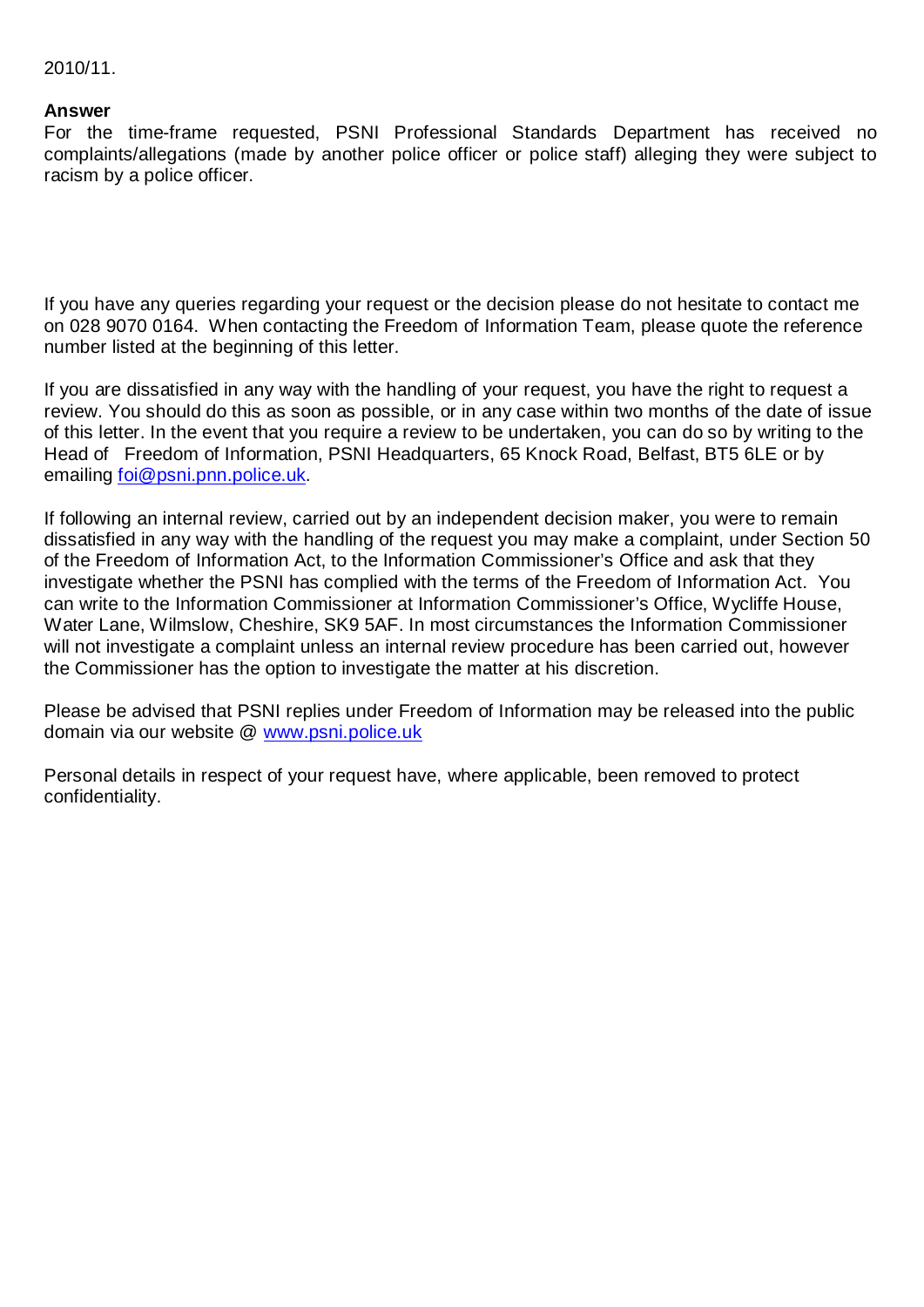2010/11.

**Answer**
For the time-frame requested, PSNI Professional Standards Department has received no complaints/allegations (made by another police officer or police staff) alleging they were subject to racism by a police officer.

If you have any queries regarding your request or the decision please do not hesitate to contact me on 028 9070 0164. When contacting the Freedom of Information Team, please quote the reference number listed at the beginning of this letter.

If you are dissatisfied in any way with the handling of your request, you have the right to request a review. You should do this as soon as possible, or in any case within two months of the date of issue of this letter. In the event that you require a review to be undertaken, you can do so by writing to the Head of Freedom of Information, PSNI Headquarters, 65 Knock Road, Belfast, BT5 6LE or by emailing foi@psni.pnn.police.uk.

If following an internal review, carried out by an independent decision maker, you were to remain dissatisfied in any way with the handling of the request you may make a complaint, under Section 50 of the Freedom of Information Act, to the Information Commissioner's Office and ask that they investigate whether the PSNI has complied with the terms of the Freedom of Information Act. You can write to the Information Commissioner at Information Commissioner's Office, Wycliffe House, Water Lane, Wilmslow, Cheshire, SK9 5AF. In most circumstances the Information Commissioner will not investigate a complaint unless an internal review procedure has been carried out, however the Commissioner has the option to investigate the matter at his discretion.

Please be advised that PSNI replies under Freedom of Information may be released into the public domain via our website @ www.psni.police.uk

Personal details in respect of your request have, where applicable, been removed to protect confidentiality.